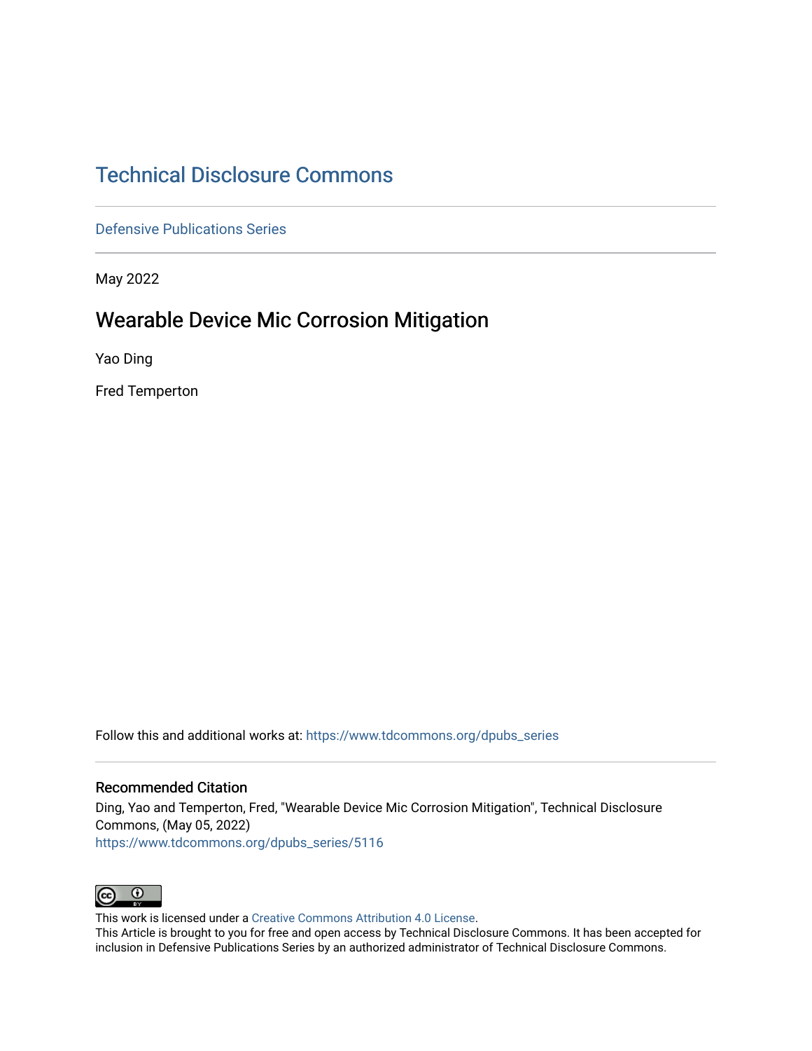# Technical Disclosure Commons

Defensive Publications Series

May 2022

## Wearable Device Mic Corrosion Mitigation

Yao Ding

Fred Temperton

Follow this and additional works at: https://www.tdcommons.org/dpubs_series

### Recommended Citation

Ding, Yao and Temperton, Fred, "Wearable Device Mic Corrosion Mitigation", Technical Disclosure Commons, (May 05, 2022)
https://www.tdcommons.org/dpubs_series/5116

This work is licensed under a Creative Commons Attribution 4.0 License.
This Article is brought to you for free and open access by Technical Disclosure Commons. It has been accepted for inclusion in Defensive Publications Series by an authorized administrator of Technical Disclosure Commons.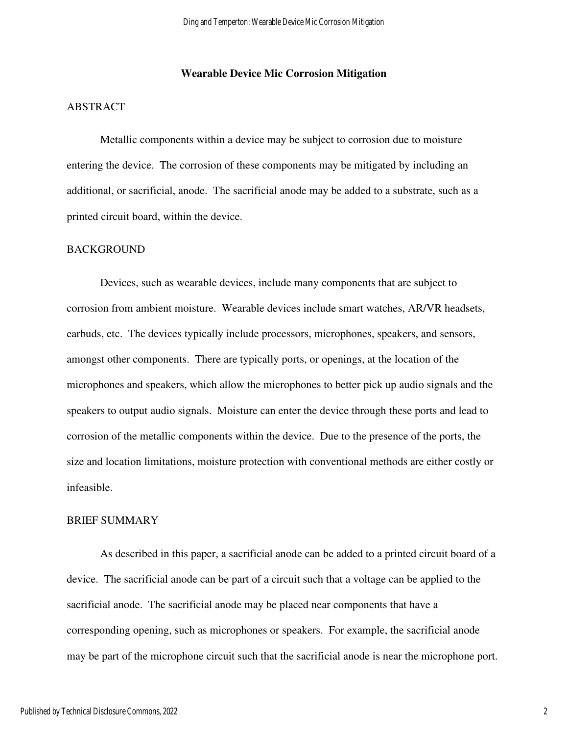# Wearable Device Mic Corrosion Mitigation

## ABSTRACT

Metallic components within a device may be subject to corrosion due to moisture entering the device. The corrosion of these components may be mitigated by including an additional, or sacrificial, anode. The sacrificial anode may be added to a substrate, such as a printed circuit board, within the device.

## BACKGROUND

Devices, such as wearable devices, include many components that are subject to corrosion from ambient moisture. Wearable devices include smart watches, AR/VR headsets, earbuds, etc. The devices typically include processors, microphones, speakers, and sensors, amongst other components. There are typically ports, or openings, at the location of the microphones and speakers, which allow the microphones to better pick up audio signals and the speakers to output audio signals. Moisture can enter the device through these ports and lead to corrosion of the metallic components within the device. Due to the presence of the ports, the size and location limitations, moisture protection with conventional methods are either costly or infeasible.

## BRIEF SUMMARY

As described in this paper, a sacrificial anode can be added to a printed circuit board of a device. The sacrificial anode can be part of a circuit such that a voltage can be applied to the sacrificial anode. The sacrificial anode may be placed near components that have a corresponding opening, such as microphones or speakers. For example, the sacrificial anode may be part of the microphone circuit such that the sacrificial anode is near the microphone port.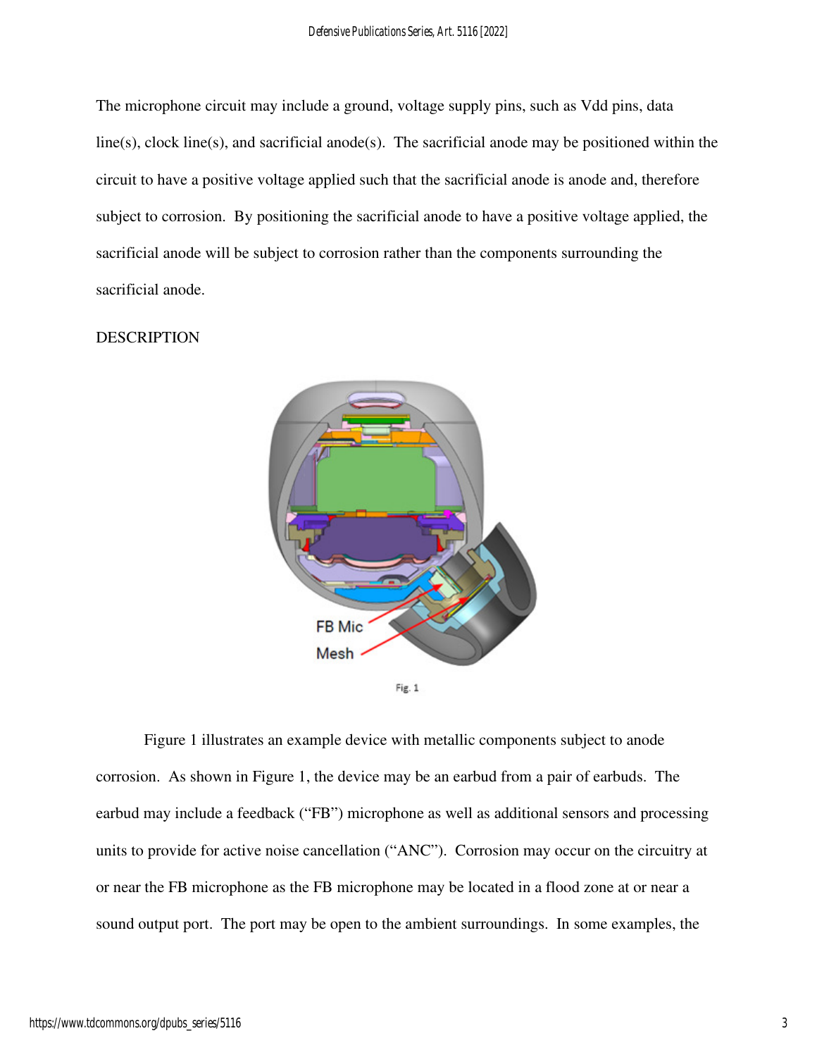The microphone circuit may include a ground, voltage supply pins, such as Vdd pins, data line(s), clock line(s), and sacrificial anode(s). The sacrificial anode may be positioned within the circuit to have a positive voltage applied such that the sacrificial anode is anode and, therefore subject to corrosion. By positioning the sacrificial anode to have a positive voltage applied, the sacrificial anode will be subject to corrosion rather than the components surrounding the sacrificial anode.

## DESCRIPTION

Fig. 1

Figure 1 illustrates an example device with metallic components subject to anode corrosion. As shown in Figure 1, the device may be an earbud from a pair of earbuds. The earbud may include a feedback ("FB") microphone as well as additional sensors and processing units to provide for active noise cancellation ("ANC"). Corrosion may occur on the circuitry at or near the FB microphone as the FB microphone may be located in a flood zone at or near a sound output port. The port may be open to the ambient surroundings. In some examples, the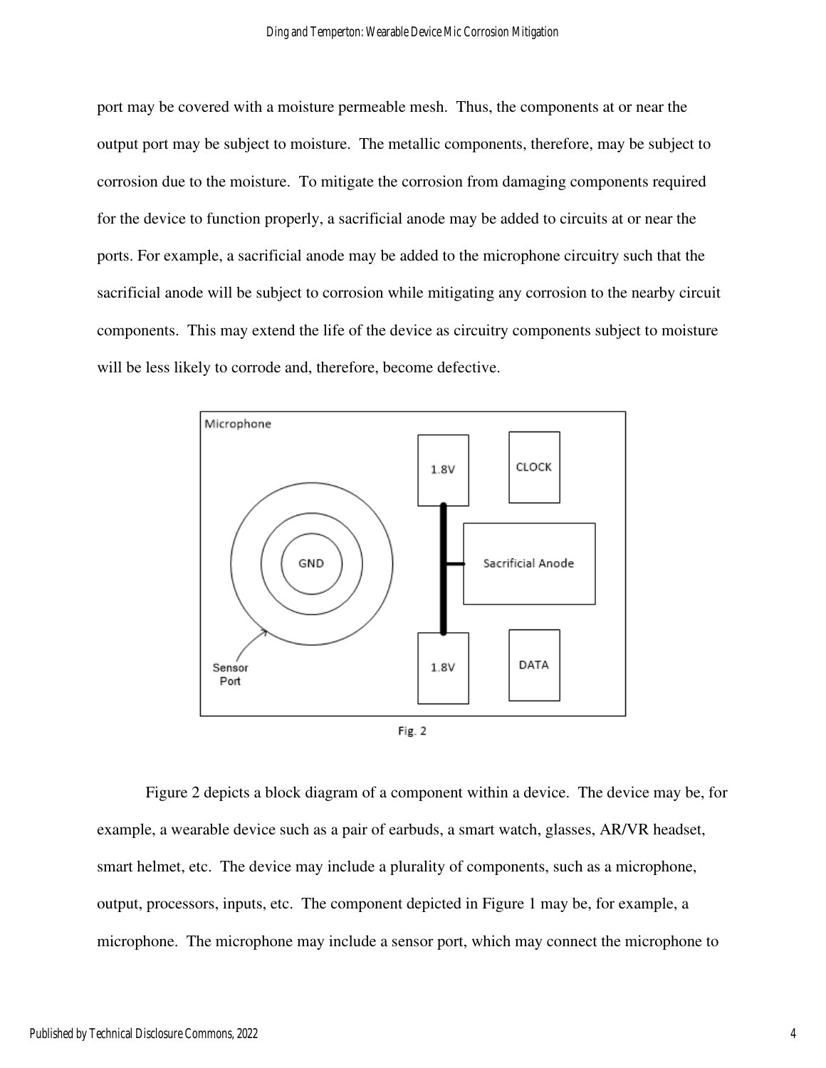port may be covered with a moisture permeable mesh. Thus, the components at or near the output port may be subject to moisture. The metallic components, therefore, may be subject to corrosion due to the moisture. To mitigate the corrosion from damaging components required for the device to function properly, a sacrificial anode may be added to circuits at or near the ports. For example, a sacrificial anode may be added to the microphone circuitry such that the sacrificial anode will be subject to corrosion while mitigating any corrosion to the nearby circuit components. This may extend the life of the device as circuitry components subject to moisture will be less likely to corrode and, therefore, become defective.

Fig. 2

Figure 2 depicts a block diagram of a component within a device. The device may be, for example, a wearable device such as a pair of earbuds, a smart watch, glasses, AR/VR headset, smart helmet, etc. The device may include a plurality of components, such as a microphone, output, processors, inputs, etc. The component depicted in Figure 1 may be, for example, a microphone. The microphone may include a sensor port, which may connect the microphone to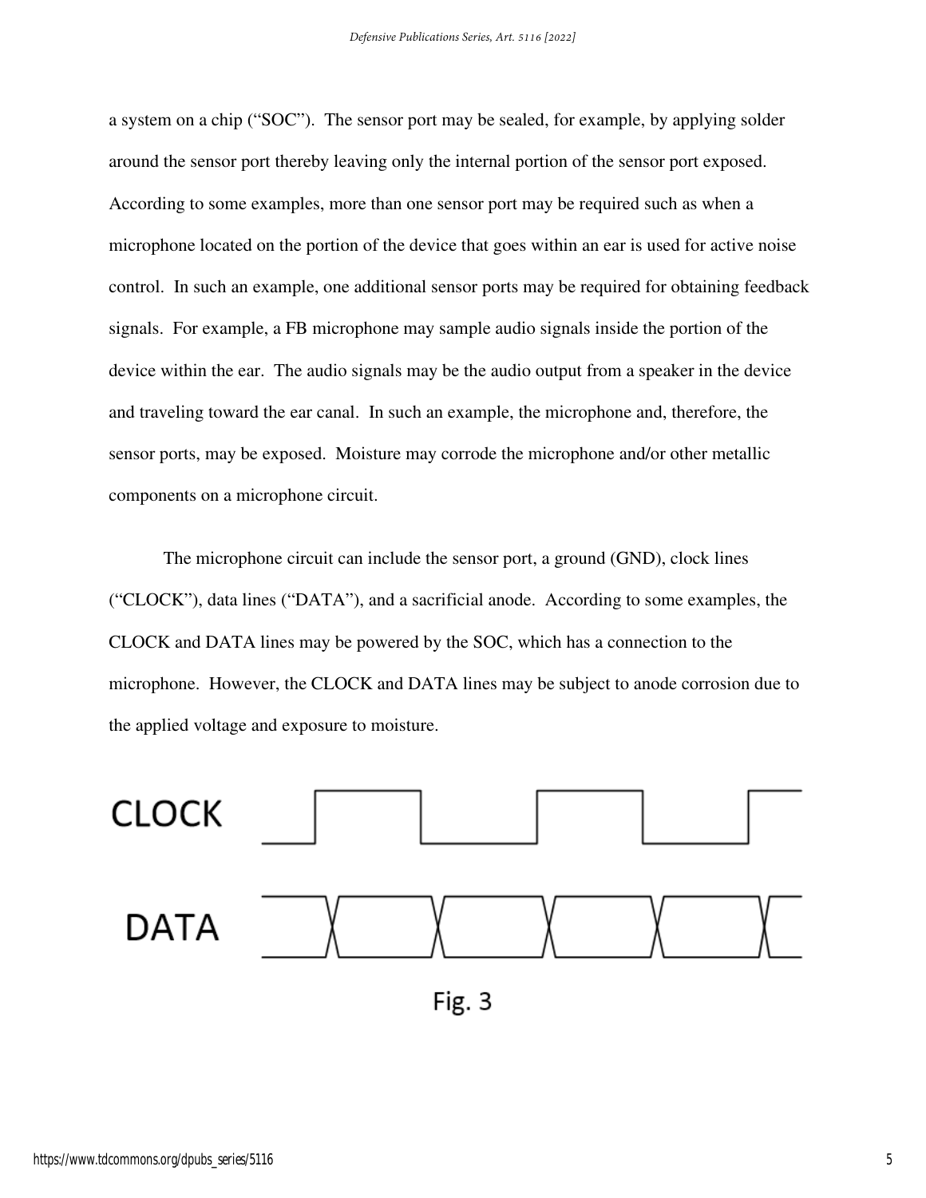a system on a chip ("SOC"). The sensor port may be sealed, for example, by applying solder around the sensor port thereby leaving only the internal portion of the sensor port exposed. According to some examples, more than one sensor port may be required such as when a microphone located on the portion of the device that goes within an ear is used for active noise control. In such an example, one additional sensor ports may be required for obtaining feedback signals. For example, a FB microphone may sample audio signals inside the portion of the device within the ear. The audio signals may be the audio output from a speaker in the device and traveling toward the ear canal. In such an example, the microphone and, therefore, the sensor ports, may be exposed. Moisture may corrode the microphone and/or other metallic components on a microphone circuit.

The microphone circuit can include the sensor port, a ground (GND), clock lines ("CLOCK"), data lines ("DATA"), and a sacrificial anode. According to some examples, the CLOCK and DATA lines may be powered by the SOC, which has a connection to the microphone. However, the CLOCK and DATA lines may be subject to anode corrosion due to the applied voltage and exposure to moisture.

CLOCK

DATA

Fig. 3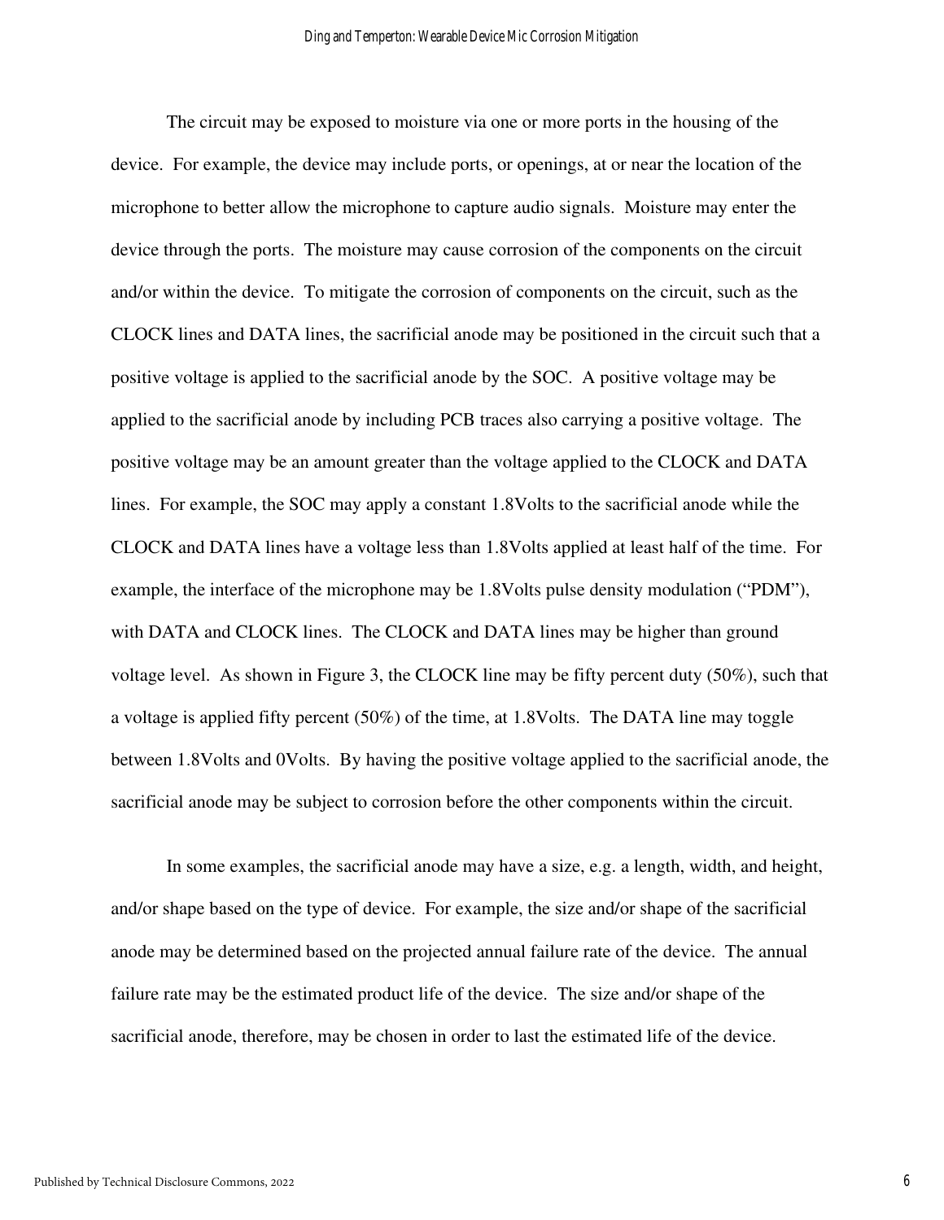The circuit may be exposed to moisture via one or more ports in the housing of the device. For example, the device may include ports, or openings, at or near the location of the microphone to better allow the microphone to capture audio signals. Moisture may enter the device through the ports. The moisture may cause corrosion of the components on the circuit and/or within the device. To mitigate the corrosion of components on the circuit, such as the CLOCK lines and DATA lines, the sacrificial anode may be positioned in the circuit such that a positive voltage is applied to the sacrificial anode by the SOC. A positive voltage may be applied to the sacrificial anode by including PCB traces also carrying a positive voltage. The positive voltage may be an amount greater than the voltage applied to the CLOCK and DATA lines. For example, the SOC may apply a constant 1.8Volts to the sacrificial anode while the CLOCK and DATA lines have a voltage less than 1.8Volts applied at least half of the time. For example, the interface of the microphone may be 1.8Volts pulse density modulation ("PDM"), with DATA and CLOCK lines. The CLOCK and DATA lines may be higher than ground voltage level. As shown in Figure 3, the CLOCK line may be fifty percent duty (50%), such that a voltage is applied fifty percent (50%) of the time, at 1.8Volts. The DATA line may toggle between 1.8Volts and 0Volts. By having the positive voltage applied to the sacrificial anode, the sacrificial anode may be subject to corrosion before the other components within the circuit.

In some examples, the sacrificial anode may have a size, e.g. a length, width, and height, and/or shape based on the type of device. For example, the size and/or shape of the sacrificial anode may be determined based on the projected annual failure rate of the device. The annual failure rate may be the estimated product life of the device. The size and/or shape of the sacrificial anode, therefore, may be chosen in order to last the estimated life of the device.